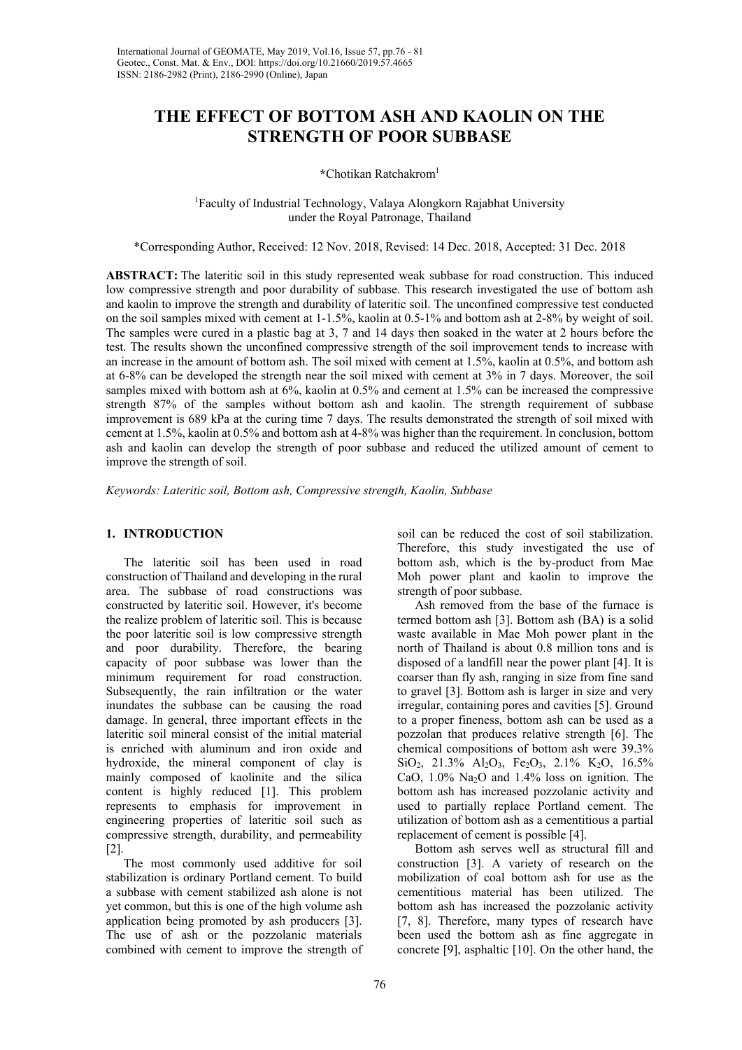# THE EFFECT OF BOTTOM ASH AND KAOLIN ON THE STRENGTH OF POOR SUBBASE

*Chotikan Ratchakrom[1]

[1]Faculty of Industrial Technology, Valaya Alongkorn Rajabhat University under the Royal Patronage, Thailand

*Corresponding Author, Received: 12 Nov. 2018, Revised: 14 Dec. 2018, Accepted: 31 Dec. 2018

**ABSTRACT:** The lateritic soil in this study represented weak subbase for road construction. This induced low compressive strength and poor durability of subbase. This research investigated the use of bottom ash and kaolin to improve the strength and durability of lateritic soil. The unconfined compressive test conducted on the soil samples mixed with cement at 1-1.5%, kaolin at 0.5-1% and bottom ash at 2-8% by weight of soil. The samples were cured in a plastic bag at 3, 7 and 14 days then soaked in the water at 2 hours before the test. The results shown the unconfined compressive strength of the soil improvement tends to increase with an increase in the amount of bottom ash. The soil mixed with cement at 1.5%, kaolin at 0.5%, and bottom ash at 6-8% can be developed the strength near the soil mixed with cement at 3% in 7 days. Moreover, the soil samples mixed with bottom ash at 6%, kaolin at 0.5% and cement at 1.5% can be increased the compressive strength 87% of the samples without bottom ash and kaolin. The strength requirement of subbase improvement is 689 kPa at the curing time 7 days. The results demonstrated the strength of soil mixed with cement at 1.5%, kaolin at 0.5% and bottom ash at 4-8% was higher than the requirement. In conclusion, bottom ash and kaolin can develop the strength of poor subbase and reduced the utilized amount of cement to improve the strength of soil.

*Keywords: Lateritic soil, Bottom ash, Compressive strength, Kaolin, Subbase*

## 1. INTRODUCTION

The lateritic soil has been used in road construction of Thailand and developing in the rural area. The subbase of road constructions was constructed by lateritic soil. However, it's become the realize problem of lateritic soil. This is because the poor lateritic soil is low compressive strength and poor durability. Therefore, the bearing capacity of poor subbase was lower than the minimum requirement for road construction. Subsequently, the rain infiltration or the water inundates the subbase can be causing the road damage. In general, three important effects in the lateritic soil mineral consist of the initial material is enriched with aluminum and iron oxide and hydroxide, the mineral component of clay is mainly composed of kaolinite and the silica content is highly reduced [1]. This problem represents to emphasis for improvement in engineering properties of lateritic soil such as compressive strength, durability, and permeability [2].

The most commonly used additive for soil stabilization is ordinary Portland cement. To build a subbase with cement stabilized ash alone is not yet common, but this is one of the high volume ash application being promoted by ash producers [3]. The use of ash or the pozzolanic materials combined with cement to improve the strength of soil can be reduced the cost of soil stabilization. Therefore, this study investigated the use of bottom ash, which is the by-product from Mae Moh power plant and kaolin to improve the strength of poor subbase.

Ash removed from the base of the furnace is termed bottom ash [3]. Bottom ash (BA) is a solid waste available in Mae Moh power plant in the north of Thailand is about 0.8 million tons and is disposed of a landfill near the power plant [4]. It is coarser than fly ash, ranging in size from fine sand to gravel [3]. Bottom ash is larger in size and very irregular, containing pores and cavities [5]. Ground to a proper fineness, bottom ash can be used as a pozzolan that produces relative strength [6]. The chemical compositions of bottom ash were 39.3% $SiO_2$, 21.3% $Al_2O_3$, $Fe_2O_3$, 2.1% $K_2O$, 16.5% CaO, 1.0% $Na_2O$ and 1.4% loss on ignition. The bottom ash has increased pozzolanic activity and used to partially replace Portland cement. The utilization of bottom ash as a cementitious a partial replacement of cement is possible [4].

Bottom ash serves well as structural fill and construction [3]. A variety of research on the mobilization of coal bottom ash for use as the cementitious material has been utilized. The bottom ash has increased the pozzolanic activity [7, 8]. Therefore, many types of research have been used the bottom ash as fine aggregate in concrete [9], asphaltic [10]. On the other hand, the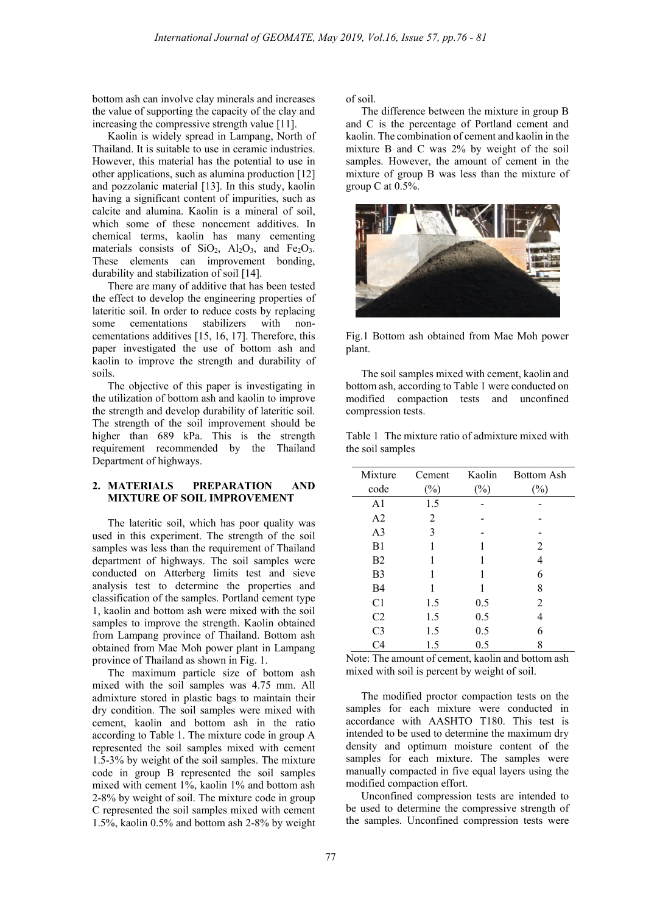bottom ash can involve clay minerals and increases the value of supporting the capacity of the clay and increasing the compressive strength value [11].

Kaolin is widely spread in Lampang, North of Thailand. It is suitable to use in ceramic industries. However, this material has the potential to use in other applications, such as alumina production [12] and pozzolanic material [13]. In this study, kaolin having a significant content of impurities, such as calcite and alumina. Kaolin is a mineral of soil, which some of these noncement additives. In chemical terms, kaolin has many cementing materials consists of $SiO_2$, $Al_2O_3$, and $Fe_2O_3$. These elements can improvement bonding, durability and stabilization of soil [14].

There are many of additive that has been tested the effect to develop the engineering properties of lateritic soil. In order to reduce costs by replacing some cementations stabilizers with non-cementations additives [15, 16, 17]. Therefore, this paper investigated the use of bottom ash and kaolin to improve the strength and durability of soils.

The objective of this paper is investigating in the utilization of bottom ash and kaolin to improve the strength and develop durability of lateritic soil. The strength of the soil improvement should be higher than 689 kPa. This is the strength requirement recommended by the Thailand Department of highways.

## 2. MATERIALS PREPARATION AND MIXTURE OF SOIL IMPROVEMENT

The lateritic soil, which has poor quality was used in this experiment. The strength of the soil samples was less than the requirement of Thailand department of highways. The soil samples were conducted on Atterberg limits test and sieve analysis test to determine the properties and classification of the samples. Portland cement type 1, kaolin and bottom ash were mixed with the soil samples to improve the strength. Kaolin obtained from Lampang province of Thailand. Bottom ash obtained from Mae Moh power plant in Lampang province of Thailand as shown in Fig. 1.

The maximum particle size of bottom ash mixed with the soil samples was 4.75 mm. All admixture stored in plastic bags to maintain their dry condition. The soil samples were mixed with cement, kaolin and bottom ash in the ratio according to Table 1. The mixture code in group A represented the soil samples mixed with cement 1.5-3% by weight of the soil samples. The mixture code in group B represented the soil samples mixed with cement 1%, kaolin 1% and bottom ash 2-8% by weight of soil. The mixture code in group C represented the soil samples mixed with cement 1.5%, kaolin 0.5% and bottom ash 2-8% by weight of soil.

The difference between the mixture in group B and C is the percentage of Portland cement and kaolin. The combination of cement and kaolin in the mixture B and C was 2% by weight of the soil samples. However, the amount of cement in the mixture of group B was less than the mixture of group C at 0.5%.

Fig.1 Bottom ash obtained from Mae Moh power plant.

The soil samples mixed with cement, kaolin and bottom ash, according to Table 1 were conducted on modified compaction tests and unconfined compression tests.

Table 1 The mixture ratio of admixture mixed with the soil samples

| Mixture code | Cement (%) | Kaolin (%) | Bottom Ash (%) |
|---|---|---|---|
| A1 | 1.5 | - | - |
| A2 | 2 | - | - |
| A3 | 3 | - | - |
| B1 | 1 | 1 | 2 |
| B2 | 1 | 1 | 4 |
| B3 | 1 | 1 | 6 |
| B4 | 1 | 1 | 8 |
| C1 | 1.5 | 0.5 | 2 |
| C2 | 1.5 | 0.5 | 4 |
| C3 | 1.5 | 0.5 | 6 |
| C4 | 1.5 | 0.5 | 8 |

Note: The amount of cement, kaolin and bottom ash mixed with soil is percent by weight of soil.

The modified proctor compaction tests on the samples for each mixture were conducted in accordance with AASHTO T180. This test is intended to be used to determine the maximum dry density and optimum moisture content of the samples for each mixture. The samples were manually compacted in five equal layers using the modified compaction effort.

Unconfined compression tests are intended to be used to determine the compressive strength of the samples. Unconfined compression tests were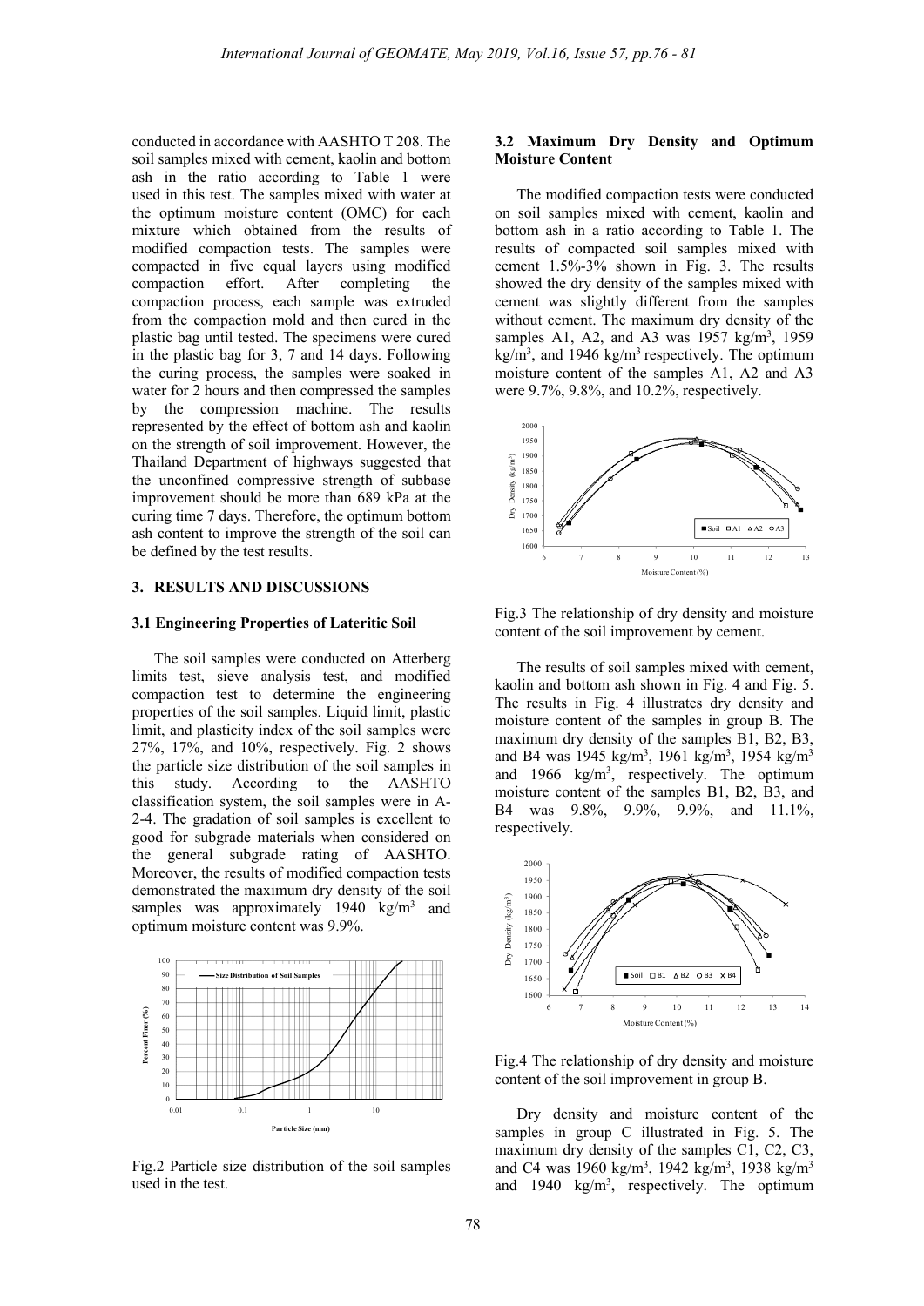conducted in accordance with AASHTO T 208. The soil samples mixed with cement, kaolin and bottom ash in the ratio according to Table 1 were used in this test. The samples mixed with water at the optimum moisture content (OMC) for each mixture which obtained from the results of modified compaction tests. The samples were compacted in five equal layers using modified compaction effort. After completing the compaction process, each sample was extruded from the compaction mold and then cured in the plastic bag until tested. The specimens were cured in the plastic bag for 3, 7 and 14 days. Following the curing process, the samples were soaked in water for 2 hours and then compressed the samples by the compression machine. The results represented by the effect of bottom ash and kaolin on the strength of soil improvement. However, the Thailand Department of highways suggested that the unconfined compressive strength of subbase improvement should be more than 689 kPa at the curing time 7 days. Therefore, the optimum bottom ash content to improve the strength of the soil can be defined by the test results.

## 3. RESULTS AND DISCUSSIONS

### 3.1 Engineering Properties of Lateritic Soil

The soil samples were conducted on Atterberg limits test, sieve analysis test, and modified compaction test to determine the engineering properties of the soil samples. Liquid limit, plastic limit, and plasticity index of the soil samples were 27%, 17%, and 10%, respectively. Fig. 2 shows the particle size distribution of the soil samples in this study. According to the AASHTO classification system, the soil samples were in A-2-4. The gradation of soil samples is excellent to good for subgrade materials when considered on the general subgrade rating of AASHTO. Moreover, the results of modified compaction tests demonstrated the maximum dry density of the soil samples was approximately 1940 kg/m$^3$ and optimum moisture content was 9.9%.

Fig.2 Particle size distribution of the soil samples used in the test.

### 3.2 Maximum Dry Density and Optimum Moisture Content

The modified compaction tests were conducted on soil samples mixed with cement, kaolin and bottom ash in a ratio according to Table 1. The results of compacted soil samples mixed with cement 1.5%-3% shown in Fig. 3. The results showed the dry density of the samples mixed with cement was slightly different from the samples without cement. The maximum dry density of the samples A1, A2, and A3 was 1957 kg/m$^3$, 1959 kg/m$^3$, and 1946 kg/m$^3$ respectively. The optimum moisture content of the samples A1, A2 and A3 were 9.7%, 9.8%, and 10.2%, respectively.

Fig.3 The relationship of dry density and moisture content of the soil improvement by cement.

The results of soil samples mixed with cement, kaolin and bottom ash shown in Fig. 4 and Fig. 5. The results in Fig. 4 illustrates dry density and moisture content of the samples in group B. The maximum dry density of the samples B1, B2, B3, and B4 was 1945 kg/m$^3$, 1961 kg/m$^3$, 1954 kg/m$^3$ and 1966 kg/m$^3$, respectively. The optimum moisture content of the samples B1, B2, B3, and B4 was 9.8%, 9.9%, 9.9%, and 11.1%, respectively.

Fig.4 The relationship of dry density and moisture content of the soil improvement in group B.

Dry density and moisture content of the samples in group C illustrated in Fig. 5. The maximum dry density of the samples C1, C2, C3, and C4 was 1960 kg/m$^3$, 1942 kg/m$^3$, 1938 kg/m$^3$ and 1940 kg/m$^3$, respectively. The optimum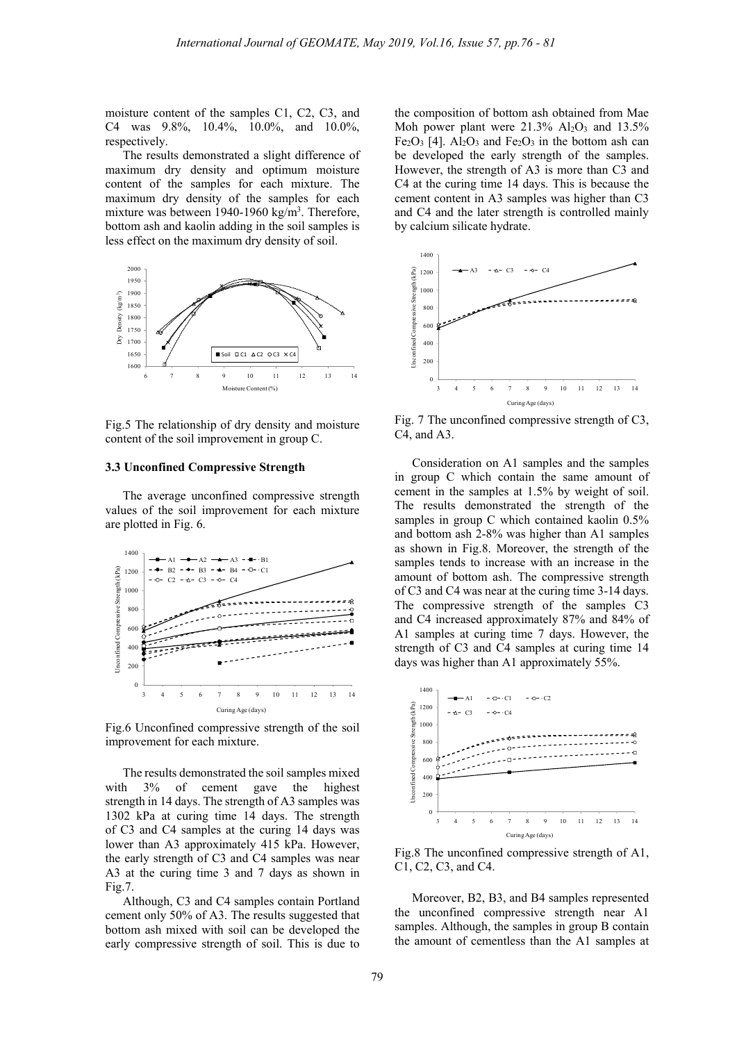moisture content of the samples C1, C2, C3, and C4 was 9.8%, 10.4%, 10.0%, and 10.0%, respectively.

The results demonstrated a slight difference of maximum dry density and optimum moisture content of the samples for each mixture. The maximum dry density of the samples for each mixture was between 1940-1960 kg/m$^3$. Therefore, bottom ash and kaolin adding in the soil samples is less effect on the maximum dry density of soil.

Fig.5 The relationship of dry density and moisture content of the soil improvement in group C.

### 3.3 Unconfined Compressive Strength

The average unconfined compressive strength values of the soil improvement for each mixture are plotted in Fig. 6.

Fig.6 Unconfined compressive strength of the soil improvement for each mixture.

The results demonstrated the soil samples mixed with 3% of cement gave the highest strength in 14 days. The strength of A3 samples was 1302 kPa at curing time 14 days. The strength of C3 and C4 samples at the curing 14 days was lower than A3 approximately 415 kPa. However, the early strength of C3 and C4 samples was near A3 at the curing time 3 and 7 days as shown in Fig.7.

Although, C3 and C4 samples contain Portland cement only 50% of A3. The results suggested that bottom ash mixed with soil can be developed the early compressive strength of soil. This is due to the composition of bottom ash obtained from Mae Moh power plant were 21.3% $Al_2O_3$ and 13.5% $Fe_2O_3$ [4]. $Al_2O_3$ and $Fe_2O_3$ in the bottom ash can be developed the early strength of the samples. However, the strength of A3 is more than C3 and C4 at the curing time 14 days. This is because the cement content in A3 samples was higher than C3 and C4 and the later strength is controlled mainly by calcium silicate hydrate.

Fig. 7 The unconfined compressive strength of C3, C4, and A3.

Consideration on A1 samples and the samples in group C which contain the same amount of cement in the samples at 1.5% by weight of soil. The results demonstrated the strength of the samples in group C which contained kaolin 0.5% and bottom ash 2-8% was higher than A1 samples as shown in Fig.8. Moreover, the strength of the samples tends to increase with an increase in the amount of bottom ash. The compressive strength of C3 and C4 was near at the curing time 3-14 days. The compressive strength of the samples C3 and C4 increased approximately 87% and 84% of A1 samples at curing time 7 days. However, the strength of C3 and C4 samples at curing time 14 days was higher than A1 approximately 55%.

Fig.8 The unconfined compressive strength of A1, C1, C2, C3, and C4.

Moreover, B2, B3, and B4 samples represented the unconfined compressive strength near A1 samples. Although, the samples in group B contain the amount of cementless than the A1 samples at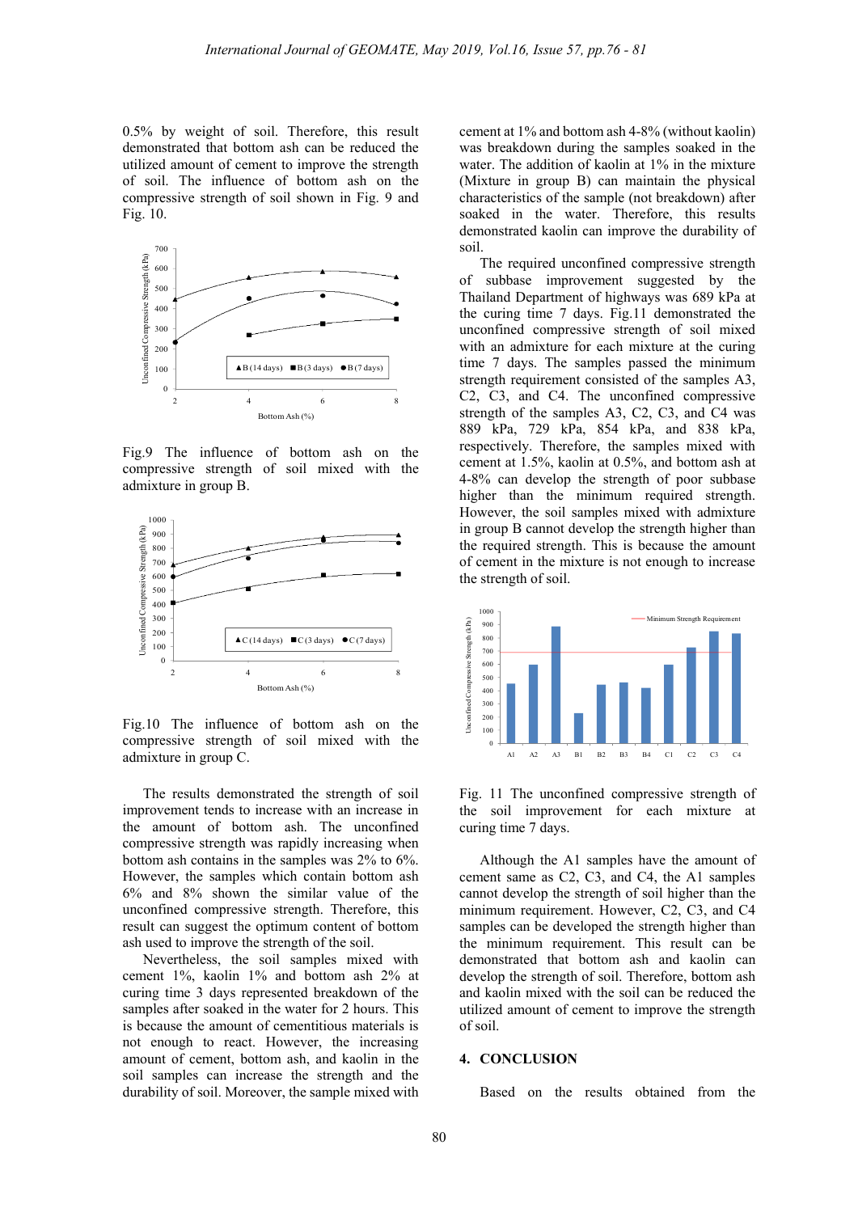0.5% by weight of soil. Therefore, this result demonstrated that bottom ash can be reduced the utilized amount of cement to improve the strength of soil. The influence of bottom ash on the compressive strength of soil shown in Fig. 9 and Fig. 10.

Fig.9 The influence of bottom ash on the compressive strength of soil mixed with the admixture in group B.

Fig.10 The influence of bottom ash on the compressive strength of soil mixed with the admixture in group C.

The results demonstrated the strength of soil improvement tends to increase with an increase in the amount of bottom ash. The unconfined compressive strength was rapidly increasing when bottom ash contains in the samples was 2% to 6%. However, the samples which contain bottom ash 6% and 8% shown the similar value of the unconfined compressive strength. Therefore, this result can suggest the optimum content of bottom ash used to improve the strength of the soil.

Nevertheless, the soil samples mixed with cement 1%, kaolin 1% and bottom ash 2% at curing time 3 days represented breakdown of the samples after soaked in the water for 2 hours. This is because the amount of cementitious materials is not enough to react. However, the increasing amount of cement, bottom ash, and kaolin in the soil samples can increase the strength and the durability of soil. Moreover, the sample mixed with cement at 1% and bottom ash 4-8% (without kaolin) was breakdown during the samples soaked in the water. The addition of kaolin at 1% in the mixture (Mixture in group B) can maintain the physical characteristics of the sample (not breakdown) after soaked in the water. Therefore, this results demonstrated kaolin can improve the durability of soil.

The required unconfined compressive strength of subbase improvement suggested by the Thailand Department of highways was 689 kPa at the curing time 7 days. Fig.11 demonstrated the unconfined compressive strength of soil mixed with an admixture for each mixture at the curing time 7 days. The samples passed the minimum strength requirement consisted of the samples A3, C2, C3, and C4. The unconfined compressive strength of the samples A3, C2, C3, and C4 was 889 kPa, 729 kPa, 854 kPa, and 838 kPa, respectively. Therefore, the samples mixed with cement at 1.5%, kaolin at 0.5%, and bottom ash at 4-8% can develop the strength of poor subbase higher than the minimum required strength. However, the soil samples mixed with admixture in group B cannot develop the strength higher than the required strength. This is because the amount of cement in the mixture is not enough to increase the strength of soil.

Fig. 11 The unconfined compressive strength of the soil improvement for each mixture at curing time 7 days.

Although the A1 samples have the amount of cement same as C2, C3, and C4, the A1 samples cannot develop the strength of soil higher than the minimum requirement. However, C2, C3, and C4 samples can be developed the strength higher than the minimum requirement. This result can be demonstrated that bottom ash and kaolin can develop the strength of soil. Therefore, bottom ash and kaolin mixed with the soil can be reduced the utilized amount of cement to improve the strength of soil.

## 4. CONCLUSION

Based on the results obtained from the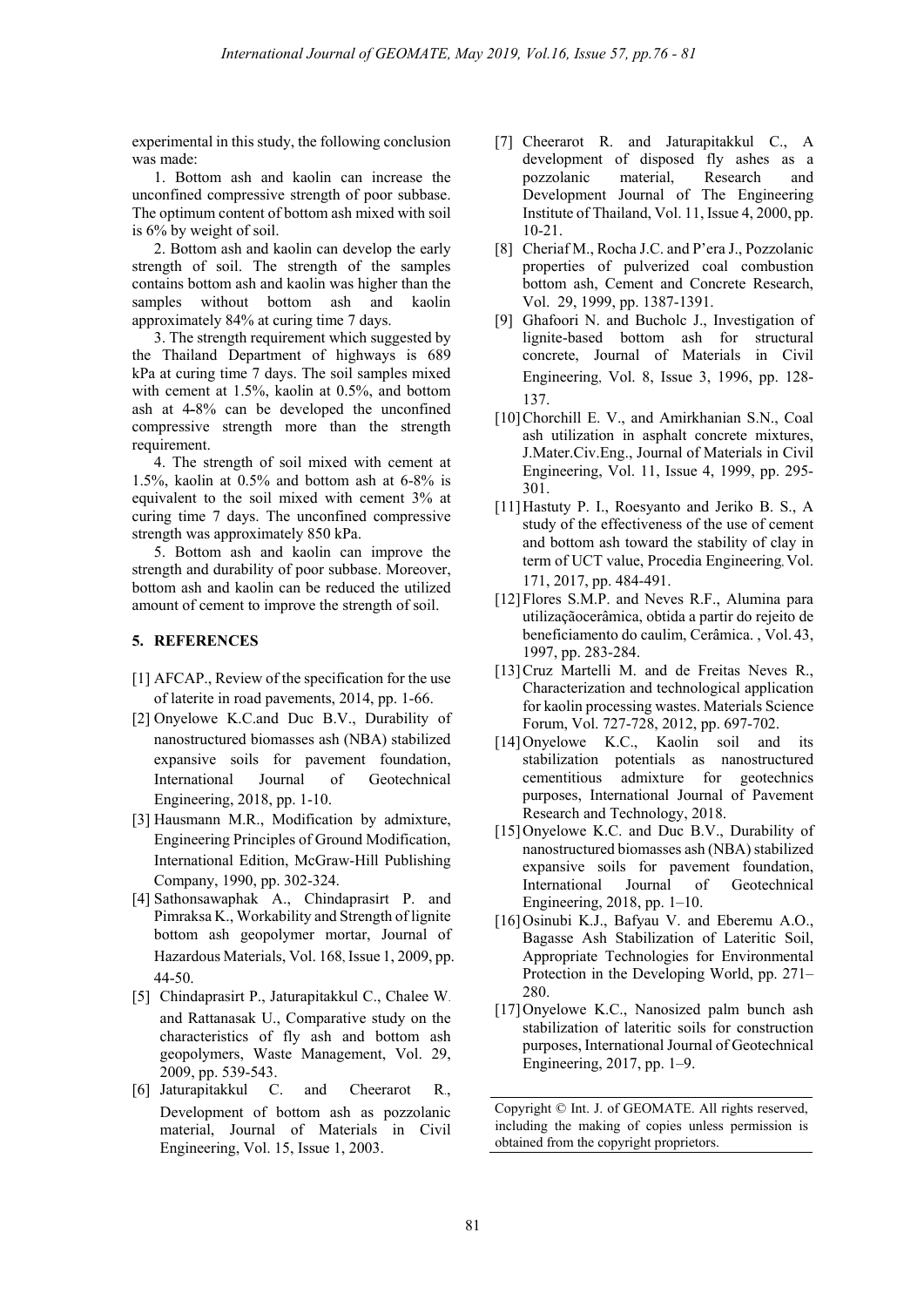experimental in this study, the following conclusion was made:

1. Bottom ash and kaolin can increase the unconfined compressive strength of poor subbase. The optimum content of bottom ash mixed with soil is 6% by weight of soil.

2. Bottom ash and kaolin can develop the early strength of soil. The strength of the samples contains bottom ash and kaolin was higher than the samples without bottom ash and kaolin approximately 84% at curing time 7 days.

3. The strength requirement which suggested by the Thailand Department of highways is 689 kPa at curing time 7 days. The soil samples mixed with cement at 1.5%, kaolin at 0.5%, and bottom ash at 4-8% can be developed the unconfined compressive strength more than the strength requirement.

4. The strength of soil mixed with cement at 1.5%, kaolin at 0.5% and bottom ash at 6-8% is equivalent to the soil mixed with cement 3% at curing time 7 days. The unconfined compressive strength was approximately 850 kPa.

5. Bottom ash and kaolin can improve the strength and durability of poor subbase. Moreover, bottom ash and kaolin can be reduced the utilized amount of cement to improve the strength of soil.

## 5. REFERENCES

[1] AFCAP., Review of the specification for the use of laterite in road pavements, 2014, pp. 1-66.

[2] Onyelowe K.C.and Duc B.V., Durability of nanostructured biomasses ash (NBA) stabilized expansive soils for pavement foundation, International Journal of Geotechnical Engineering, 2018, pp. 1-10.

[3] Hausmann M.R., Modification by admixture, Engineering Principles of Ground Modification, International Edition, McGraw-Hill Publishing Company, 1990, pp. 302-324.

[4] Sathonsawaphak A., Chindaprasirt P. and Pimraksa K., Workability and Strength of lignite bottom ash geopolymer mortar, Journal of Hazardous Materials, Vol. 168, Issue 1, 2009, pp. 44-50.

[5] Chindaprasirt P., Jaturapitakkul C., Chalee W. and Rattanasak U., Comparative study on the characteristics of fly ash and bottom ash geopolymers, Waste Management, Vol. 29, 2009, pp. 539-543.

[6] Jaturapitakkul C. and Cheerarot R., Development of bottom ash as pozzolanic material, Journal of Materials in Civil Engineering, Vol. 15, Issue 1, 2003.

[7] Cheerarot R. and Jaturapitakkul C., A development of disposed fly ashes as a pozzolanic material, Research and Development Journal of The Engineering Institute of Thailand, Vol. 11, Issue 4, 2000, pp. 10-21.

[8] Cheriaf M., Rocha J.C. and P'era J., Pozzolanic properties of pulverized coal combustion bottom ash, Cement and Concrete Research, Vol. 29, 1999, pp. 1387-1391.

[9] Ghafoori N. and Bucholc J., Investigation of lignite-based bottom ash for structural concrete, Journal of Materials in Civil Engineering, Vol. 8, Issue 3, 1996, pp. 128-137.

[10] Chorchill E. V., and Amirkhanian S.N., Coal ash utilization in asphalt concrete mixtures, J.Mater.Civ.Eng., Journal of Materials in Civil Engineering, Vol. 11, Issue 4, 1999, pp. 295-301.

[11] Hastuty P. I., Roesyanto and Jeriko B. S., A study of the effectiveness of the use of cement and bottom ash toward the stability of clay in term of UCT value, Procedia Engineering, Vol. 171, 2017, pp. 484-491.

[12] Flores S.M.P. and Neves R.F., Alumina para utilizaçãocerâmica, obtida a partir do rejeito de beneficiamento do caulim, Cerâmica. , Vol. 43, 1997, pp. 283-284.

[13] Cruz Martelli M. and de Freitas Neves R., Characterization and technological application for kaolin processing wastes. Materials Science Forum, Vol. 727-728, 2012, pp. 697-702.

[14] Onyelowe K.C., Kaolin soil and its stabilization potentials as nanostructured cementitious admixture for geotechnics purposes, International Journal of Pavement Research and Technology, 2018.

[15] Onyelowe K.C. and Duc B.V., Durability of nanostructured biomasses ash (NBA) stabilized expansive soils for pavement foundation, International Journal of Geotechnical Engineering, 2018, pp. 1–10.

[16] Osinubi K.J., Bafyau V. and Eberemu A.O., Bagasse Ash Stabilization of Lateritic Soil, Appropriate Technologies for Environmental Protection in the Developing World, pp. 271–280.

[17] Onyelowe K.C., Nanosized palm bunch ash stabilization of lateritic soils for construction purposes, International Journal of Geotechnical Engineering, 2017, pp. 1–9.

Copyright © Int. J. of GEOMATE. All rights reserved, including the making of copies unless permission is obtained from the copyright proprietors.